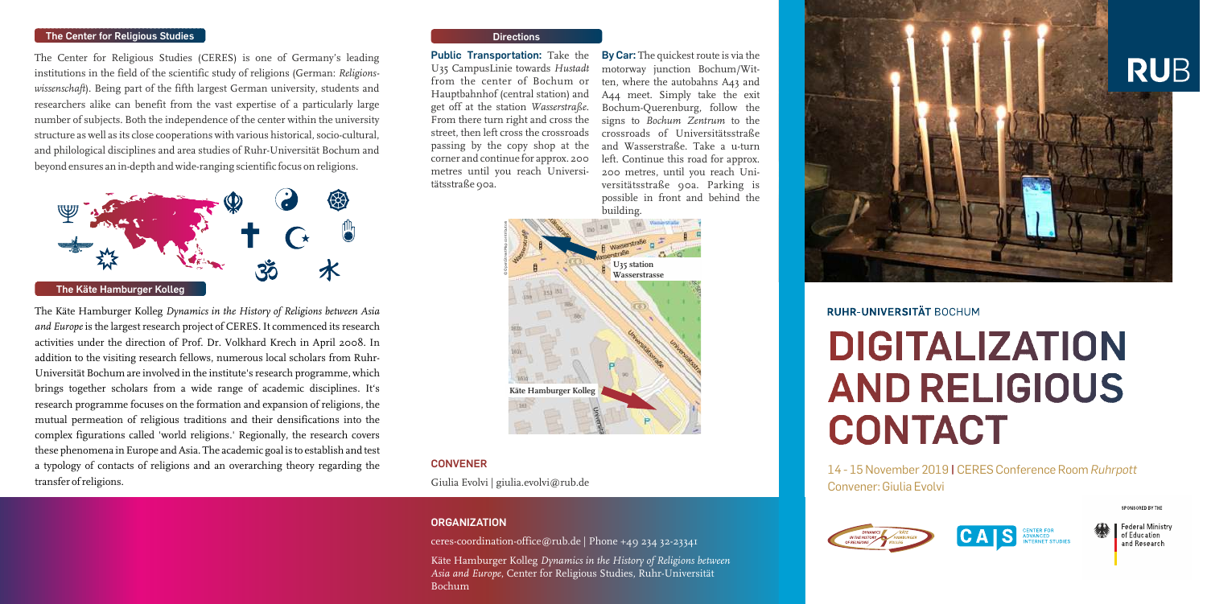## The Center for Religious Studies

The Center for Religious Studies (CERES) is one of Germany's leading institutions in the field of the scientific study of religions (German: *Religionswissenschaft*). Being part of the fifth largest German university, students and researchers alike can benefit from the vast expertise of a particularly large number of subjects. Both the independence of the center within the university structure as well as its close cooperations with various historical, socio-cultural, and philological disciplines and area studies of Ruhr-Universität Bochum and beyond ensures an in-depth and wide-ranging scientific focus on religions.

## The Käte Hamburger Kolleg

The Käte Hamburger Kolleg *Dynamics in the History of Religions between Asia and Europe* is the largest research project of CERES. It commenced its research activities under the direction of Prof. Dr. Volkhard Krech in April 2008. In addition to the visiting research fellows, numerous local scholars from Ruhr-Universität Bochum are involved in the institute's research programme, which brings together scholars from a wide range of academic disciplines. It's research programme focuses on the formation and expansion of religions, the mutual permeation of religious traditions and their densifications into the complex figurations called 'world religions.' Regionally, the research covers these phenomena in Europe and Asia. The academic goal is to establish and test a typology of contacts of religions and an overarching theory regarding the transfer of religions.

## Directions

**Public Transportation:** Take the U35 CampusLinie towards *Hustadt* from the center of Bochum or Hauptbahnhof (central station) and get off at the station *Wasserstraße*. From there turn right and cross the street, then left cross the crossroads passing by the copy shop at the corner and continue for approx. 200 metres until you reach Universitätsstraße 90a.

**By Car:** The quickest route is via the motorway junction Bochum/Witten, where the autobahns A43 and A44 meet. Simply take the exit Bochum-Querenburg, follow the signs to *Bochum Zentrum* to the crossroads of Universitätsstraße and Wasserstraße. Take a u-turn left. Continue this road for approx. 200 metres, until you reach Universitätsstraße 90a. Parking is possible in front and behind the building.

U35 station Wasserstrasse

Käte Hamburger Kolleg

### CONVENER

Giulia Evolvi | giulia.evolvi@rub.de

### ORGANIZATION

ceres-coordination-office@rub.de | Phone +49 234 32-23341

Käte Hamburger Kolleg *Dynamics in the History of Religions between Asia and Europe*, Center for Religious Studies, Ruhr-Universität Bochum

RUB

RUHR-UNIVERSITÄT BOCHUM

# DIGITALIZATION AND RELIGIOUS CONTACT

14 - 15 November 2019 | CERES Conference Room *Ruhrpott*
Convener: Giulia Evolvi

CAIS Center for Advanced Internet Studies

Sponsored by the Federal Ministry of Education and Research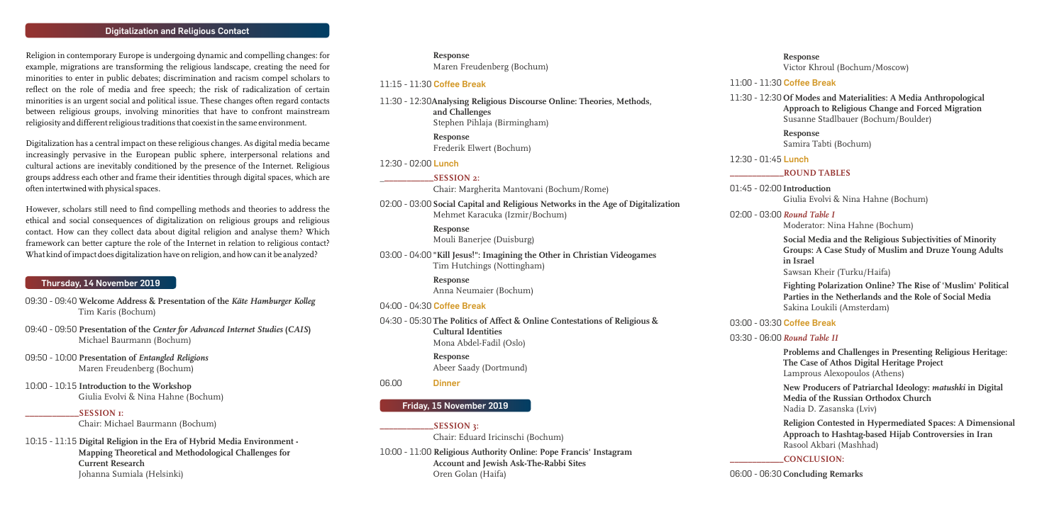## Digitalization and Religious Contact

Religion in contemporary Europe is undergoing dynamic and compelling changes: for example, migrations are transforming the religious landscape, creating the need for minorities to enter in public debates; discrimination and racism compel scholars to reflect on the role of media and free speech; the risk of radicalization of certain minorities is an urgent social and political issue. These changes often regard contacts between religious groups, involving minorities that have to confront mainstream religiosity and different religious traditions that coexist in the same environment.

Digitalization has a central impact on these religious changes. As digital media became increasingly pervasive in the European public sphere, interpersonal relations and cultural actions are inevitably conditioned by the presence of the Internet. Religious groups address each other and frame their identities through digital spaces, which are often intertwined with physical spaces.

However, scholars still need to find compelling methods and theories to address the ethical and social consequences of digitalization on religious groups and religious contact. How can they collect data about digital religion and analyse them? Which framework can better capture the role of the Internet in relation to religious contact? What kind of impact does digitalization have on religion, and how can it be analyzed?

## Thursday, 14 November 2019

09:30 - 09:40 **Welcome Address & Presentation of the *Käte Hamburger Kolleg***
Tim Karis (Bochum)

09:40 - 09:50 **Presentation of the *Center for Advanced Internet Studies* (*CAIS*)**
Michael Baurmann (Bochum)

09:50 - 10:00 **Presentation of *Entangled Religions***
Maren Freudenberg (Bochum)

10:00 - 10:15 **Introduction to the Workshop**
Giulia Evolvi & Nina Hahne (Bochum)

### SESSION 1:

Chair: Michael Baurmann (Bochum)

10:15 - 11:15 **Digital Religion in the Era of Hybrid Media Environment - Mapping Theoretical and Methodological Challenges for Current Research**
Johanna Sumiala (Helsinki)

**Response**
Maren Freudenberg (Bochum)

11:15 - 11:30 **Coffee Break**

11:30 - 12:30 **Analysing Religious Discourse Online: Theories, Methods, and Challenges**
Stephen Pihlaja (Birmingham)

**Response**
Frederik Elwert (Bochum)

12:30 - 02:00 **Lunch**

### SESSION 2:

Chair: Margherita Mantovani (Bochum/Rome)

02:00 - 03:00 **Social Capital and Religious Networks in the Age of Digitalization**
Mehmet Karacuka (Izmir/Bochum)

**Response**
Mouli Banerjee (Duisburg)

03:00 - 04:00 **"Kill Jesus!": Imagining the Other in Christian Videogames**
Tim Hutchings (Nottingham)

**Response**
Anna Neumaier (Bochum)

04:00 - 04:30 **Coffee Break**

04:30 - 05:30 **The Politics of Affect & Online Contestations of Religious & Cultural Identities**
Mona Abdel-Fadil (Oslo)

**Response**
Abeer Saady (Dortmund)

06.00 **Dinner**

## Friday, 15 November 2019

### SESSION 3:

Chair: Eduard Iricinschi (Bochum)

10:00 - 11:00 **Religious Authority Online: Pope Francis' Instagram Account and Jewish Ask-The-Rabbi Sites**
Oren Golan (Haifa)

**Response**
Victor Khroul (Bochum/Moscow)

11:00 - 11:30 **Coffee Break**

11:30 - 12:30 **Of Modes and Materialities: A Media Anthropological Approach to Religious Change and Forced Migration**
Susanne Stadlbauer (Bochum/Boulder)

**Response**
Samira Tabti (Bochum)

12:30 - 01:45 **Lunch**

### ROUND TABLES

01:45 - 02:00 **Introduction**
Giulia Evolvi & Nina Hahne (Bochum)

02:00 - 03:00 ***Round Table I***
Moderator: Nina Hahne (Bochum)

**Social Media and the Religious Subjectivities of Minority Groups: A Case Study of Muslim and Druze Young Adults in Israel**
Sawsan Kheir (Turku/Haifa)

**Fighting Polarization Online? The Rise of 'Muslim' Political Parties in the Netherlands and the Role of Social Media**
Sakina Loukili (Amsterdam)

03:00 - 03:30 **Coffee Break**

03:30 - 06:00 ***Round Table II***

**Problems and Challenges in Presenting Religious Heritage: The Case of Athos Digital Heritage Project**
Lamprous Alexopoulos (Athens)

**New Producers of Patriarchal Ideology: *matushki* in Digital Media of the Russian Orthodox Church**
Nadia D. Zasanska (Lviv)

**Religion Contested in Hypermediated Spaces: A Dimensional Approach to Hashtag-based Hijab Controversies in Iran**
Rasool Akbari (Mashhad)

### CONCLUSION:

06:00 - 06:30 **Concluding Remarks**